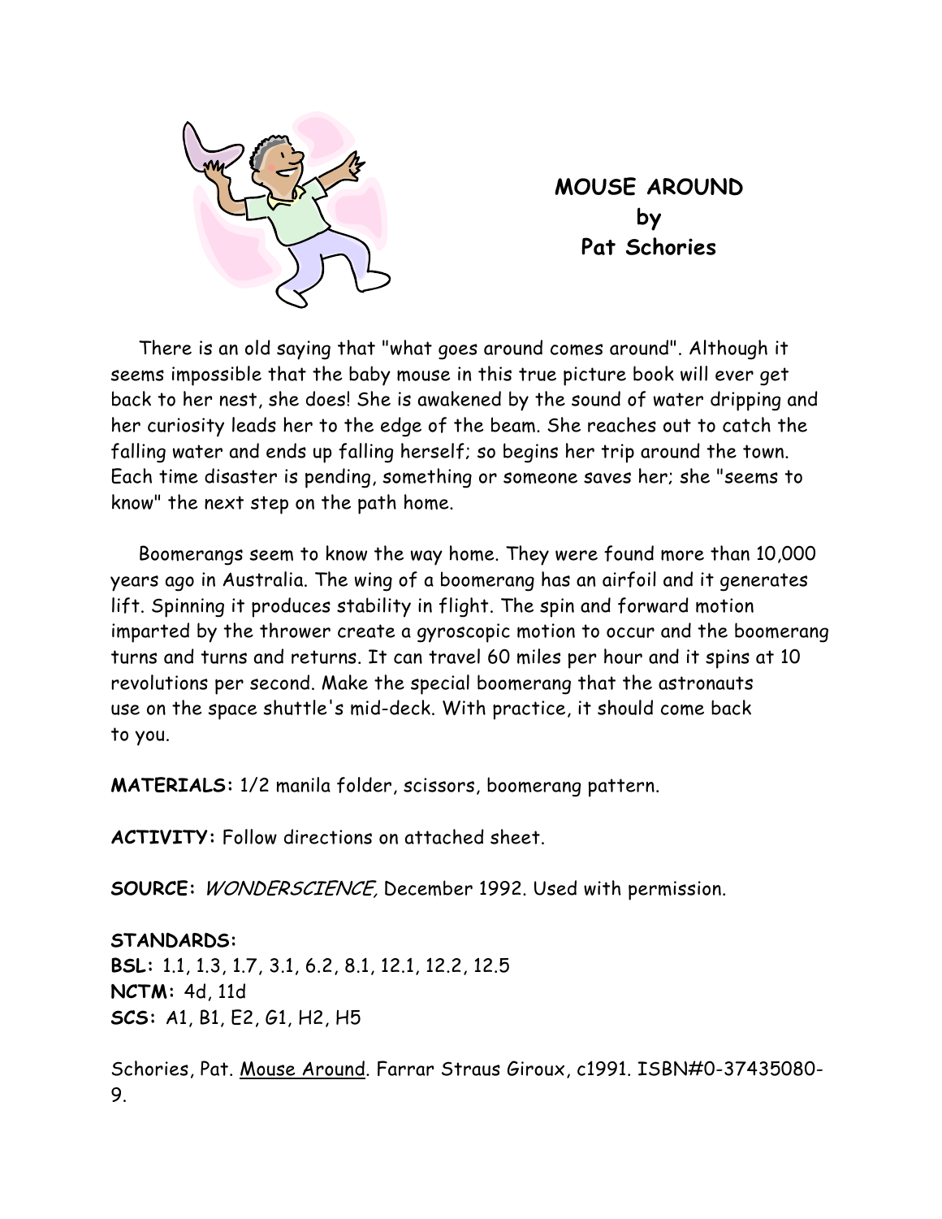# MOUSE AROUND
## by
## Pat Schories

There is an old saying that "what goes around comes around". Although it seems impossible that the baby mouse in this true picture book will ever get back to her nest, she does! She is awakened by the sound of water dripping and her curiosity leads her to the edge of the beam. She reaches out to catch the falling water and ends up falling herself; so begins her trip around the town. Each time disaster is pending, something or someone saves her; she "seems to know" the next step on the path home.

Boomerangs seem to know the way home. They were found more than 10,000 years ago in Australia. The wing of a boomerang has an airfoil and it generates lift. Spinning it produces stability in flight. The spin and forward motion imparted by the thrower create a gyroscopic motion to occur and the boomerang turns and turns and returns. It can travel 60 miles per hour and it spins at 10 revolutions per second. Make the special boomerang that the astronauts use on the space shuttle's mid-deck. With practice, it should come back to you.

**MATERIALS:** 1/2 manila folder, scissors, boomerang pattern.

**ACTIVITY:** Follow directions on attached sheet.

**SOURCE:** *WONDERSCIENCE,* December 1992. Used with permission.

**STANDARDS:**
**BSL:** 1.1, 1.3, 1.7, 3.1, 6.2, 8.1, 12.1, 12.2, 12.5
**NCTM:** 4d, 11d
**SCS:** A1, B1, E2, G1, H2, H5

Schories, Pat. Mouse Around. Farrar Straus Giroux, c1991. ISBN#0-37435080-9.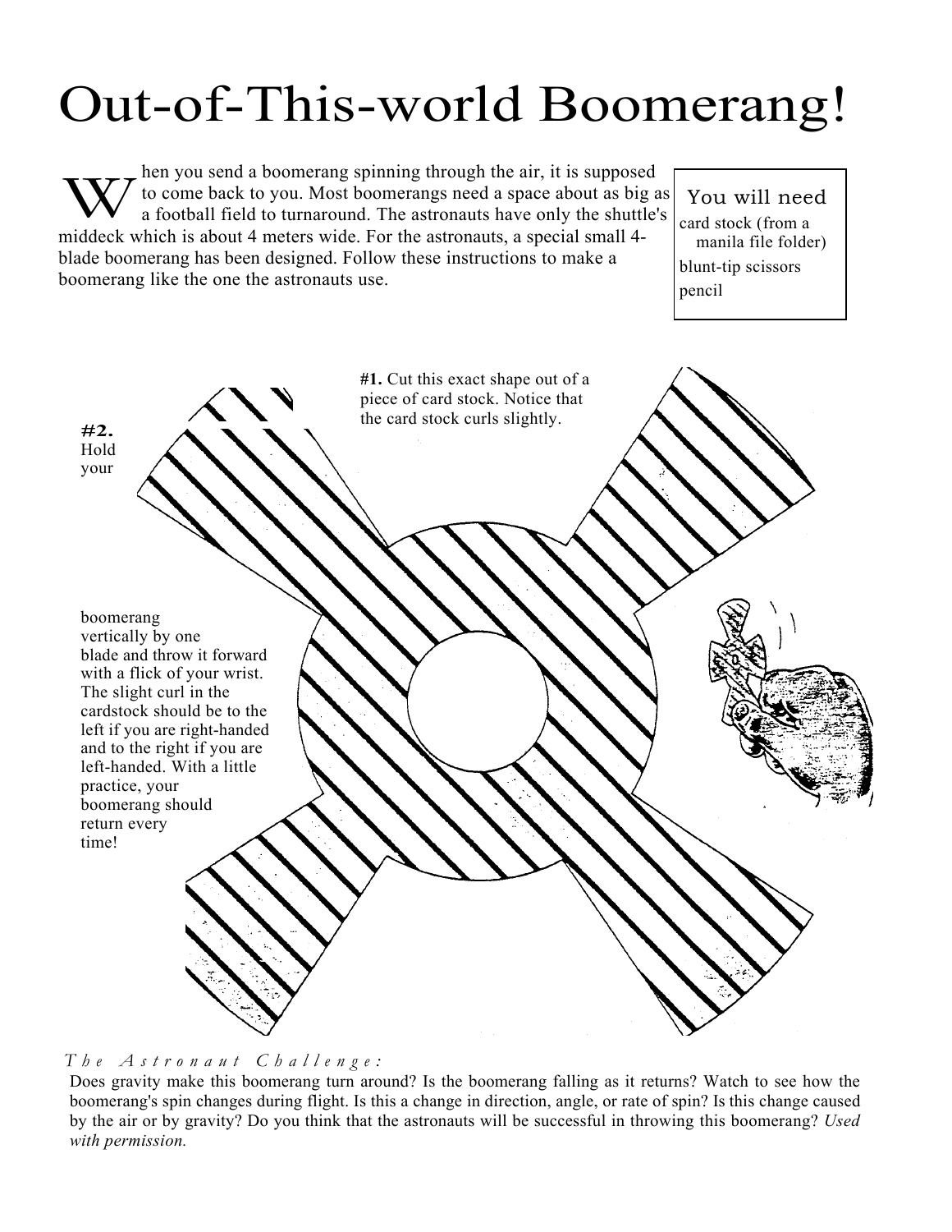# Out-of-This-world Boomerang!

When you send a boomerang spinning through the air, it is supposed to come back to you. Most boomerangs need a space about as big as a football field to turnaround. The astronauts have only the shuttle's middeck which is about 4 meters wide. For the astronauts, a special small 4-blade boomerang has been designed. Follow these instructions to make a boomerang like the one the astronauts use.

**You will need**

- card stock (from a manila file folder)
- blunt-tip scissors
- pencil

**#1.** Cut this exact shape out of a piece of card stock. Notice that the card stock curls slightly.

**#2.** Hold your boomerang vertically by one blade and throw it forward with a flick of your wrist. The slight curl in the cardstock should be to the left if you are right-handed and to the right if you are left-handed. With a little practice, your boomerang should return every time!

*The Astronaut Challenge:*

Does gravity make this boomerang turn around? Is the boomerang falling as it returns? Watch to see how the boomerang's spin changes during flight. Is this a change in direction, angle, or rate of spin? Is this change caused by the air or by gravity? Do you think that the astronauts will be successful in throwing this boomerang? *Used with permission.*